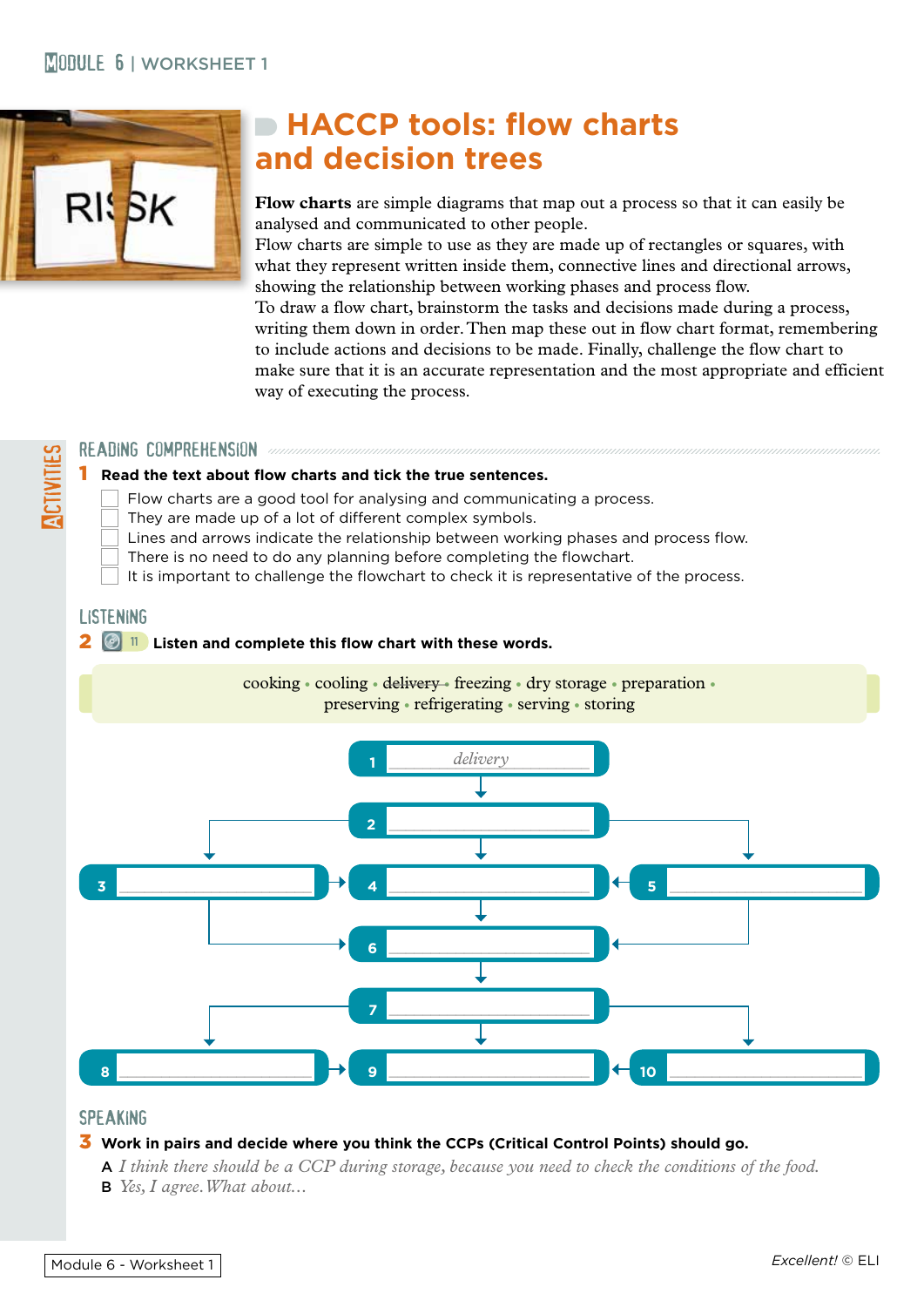# HACCP tools: flow charts and decision trees

**Flow charts** are simple diagrams that map out a process so that it can easily be analysed and communicated to other people.
Flow charts are simple to use as they are made up of rectangles or squares, with what they represent written inside them, connective lines and directional arrows, showing the relationship between working phases and process flow.
To draw a flow chart, brainstorm the tasks and decisions made during a process, writing them down in order. Then map these out in flow chart format, remembering to include actions and decisions to be made. Finally, challenge the flow chart to make sure that it is an accurate representation and the most appropriate and efficient way of executing the process.

## ACTIVITIES

### READING COMPREHENSION

**1 Read the text about flow charts and tick the true sentences.**

- [ ] Flow charts are a good tool for analysing and communicating a process.
- [ ] They are made up of a lot of different complex symbols.
- [ ] Lines and arrows indicate the relationship between working phases and process flow.
- [ ] There is no need to do any planning before completing the flowchart.
- [ ] It is important to challenge the flowchart to check it is representative of the process.

### LISTENING

**2 (11) Listen and complete this flow chart with these words.**

cooking • cooling • ~~delivery~~ • freezing • dry storage • preparation • preserving • refrigerating • serving • storing

1. *delivery*
2. ______
3. ______
4. ______
5. ______
6. ______
7. ______
8. ______
9. ______
10. ______

### SPEAKING

**3 Work in pairs and decide where you think the CCPs (Critical Control Points) should go.**

**A** *I think there should be a CCP during storage, because you need to check the conditions of the food.*
**B** *Yes, I agree. What about...*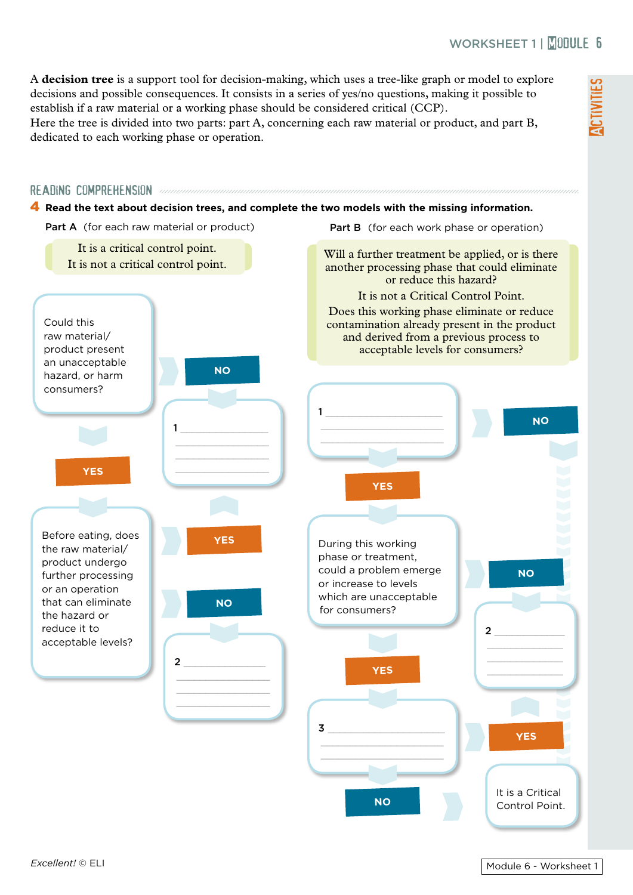A **decision tree** is a support tool for decision-making, which uses a tree-like graph or model to explore decisions and possible consequences. It consists in a series of yes/no questions, making it possible to establish if a raw material or a working phase should be considered critical (CCP).
Here the tree is divided into two parts: part A, concerning each raw material or product, and part B, dedicated to each working phase or operation.

## READING COMPREHENSION

**4 Read the text about decision trees, and complete the two models with the missing information.**

**Part A** (for each raw material or product)

It is a critical control point.
It is not a critical control point.

Could this raw material/ product present an unacceptable hazard, or harm consumers?

NO

1 ______________________

YES

Before eating, does the raw material/ product undergo further processing or an operation that can eliminate the hazard or reduce it to acceptable levels?

YES

NO

2 ______________________

**Part B** (for each work phase or operation)

Will a further treatment be applied, or is there another processing phase that could eliminate or reduce this hazard?
It is not a Critical Control Point.
Does this working phase eliminate or reduce contamination already present in the product and derived from a previous process to acceptable levels for consumers?

1 ______________________

NO

YES

During this working phase or treatment, could a problem emerge or increase to levels which are unacceptable for consumers?

NO

2 ______________________

YES

3 ______________________

YES

NO

It is a Critical Control Point.

*Excellent!* © ELI